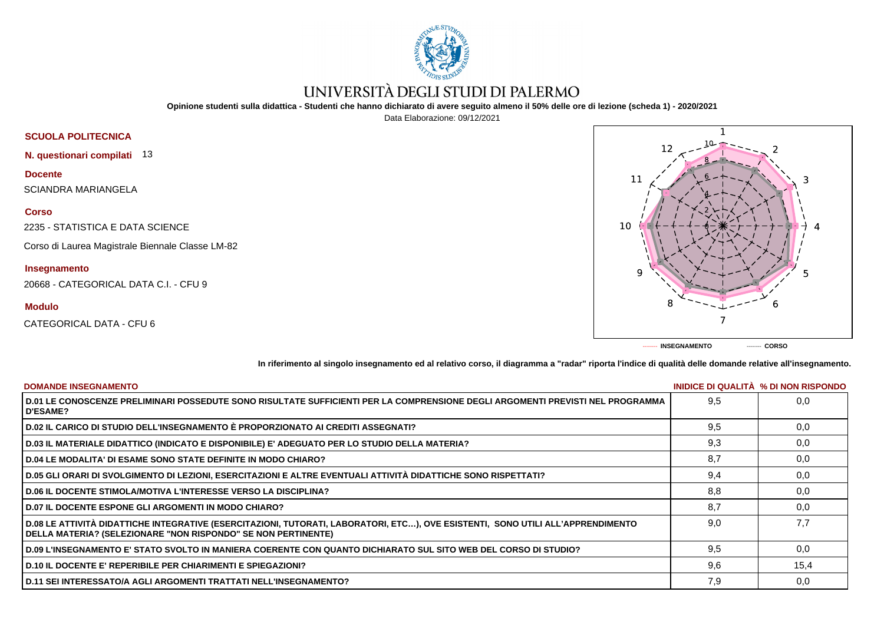# UNIVERSITÀ DEGLI STUDI DI PALERMO

**Opinione studenti sulla didattica - Studenti che hanno dichiarato di avere seguito almeno il 50% delle ore di lezione (scheda 1) - 2020/2021**

Data Elaborazione: 09/12/2021

**SCUOLA POLITECNICA**

**N. questionari compilati** 13

**Docente**

SCIANDRA MARIANGELA

**Corso**

2235 - STATISTICA E DATA SCIENCE

Corso di Laurea Magistrale Biennale Classe LM-82

**Insegnamento**

20668 - CATEGORICAL DATA C.I. - CFU 9

**Modulo**

CATEGORICAL DATA - CFU 6

------- **INSEGNAMENTO** ------- **CORSO**

**In riferimento al singolo insegnamento ed al relativo corso, il diagramma a "radar" riporta l'indice di qualità delle domande relative all'insegnamento.**

| DOMANDE INSEGNAMENTO | INIDICE DI QUALITÀ | % DI NON RISPONDO |
|---|---|---|
| D.01 LE CONOSCENZE PRELIMINARI POSSEDUTE SONO RISULTATE SUFFICIENTI PER LA COMPRENSIONE DEGLI ARGOMENTI PREVISTI NEL PROGRAMMA D'ESAME? | 9,5 | 0,0 |
| D.02 IL CARICO DI STUDIO DELL'INSEGNAMENTO È PROPORZIONATO AI CREDITI ASSEGNATI? | 9,5 | 0,0 |
| D.03 IL MATERIALE DIDATTICO (INDICATO E DISPONIBILE) E' ADEGUATO PER LO STUDIO DELLA MATERIA? | 9,3 | 0,0 |
| D.04 LE MODALITA' DI ESAME SONO STATE DEFINITE IN MODO CHIARO? | 8,7 | 0,0 |
| D.05 GLI ORARI DI SVOLGIMENTO DI LEZIONI, ESERCITAZIONI E ALTRE EVENTUALI ATTIVITÀ DIDATTICHE SONO RISPETTATI? | 9,4 | 0,0 |
| D.06 IL DOCENTE STIMOLA/MOTIVA L'INTERESSE VERSO LA DISCIPLINA? | 8,8 | 0,0 |
| D.07 IL DOCENTE ESPONE GLI ARGOMENTI IN MODO CHIARO? | 8,7 | 0,0 |
| D.08 LE ATTIVITÀ DIDATTICHE INTEGRATIVE (ESERCITAZIONI, TUTORATI, LABORATORI, ETC…), OVE ESISTENTI, SONO UTILI ALL'APPRENDIMENTO DELLA MATERIA? (SELEZIONARE "NON RISPONDO" SE NON PERTINENTE) | 9,0 | 7,7 |
| D.09 L'INSEGNAMENTO E' STATO SVOLTO IN MANIERA COERENTE CON QUANTO DICHIARATO SUL SITO WEB DEL CORSO DI STUDIO? | 9,5 | 0,0 |
| D.10 IL DOCENTE E' REPERIBILE PER CHIARIMENTI E SPIEGAZIONI? | 9,6 | 15,4 |
| D.11 SEI INTERESSATO/A AGLI ARGOMENTI TRATTATI NELL'INSEGNAMENTO? | 7,9 | 0,0 |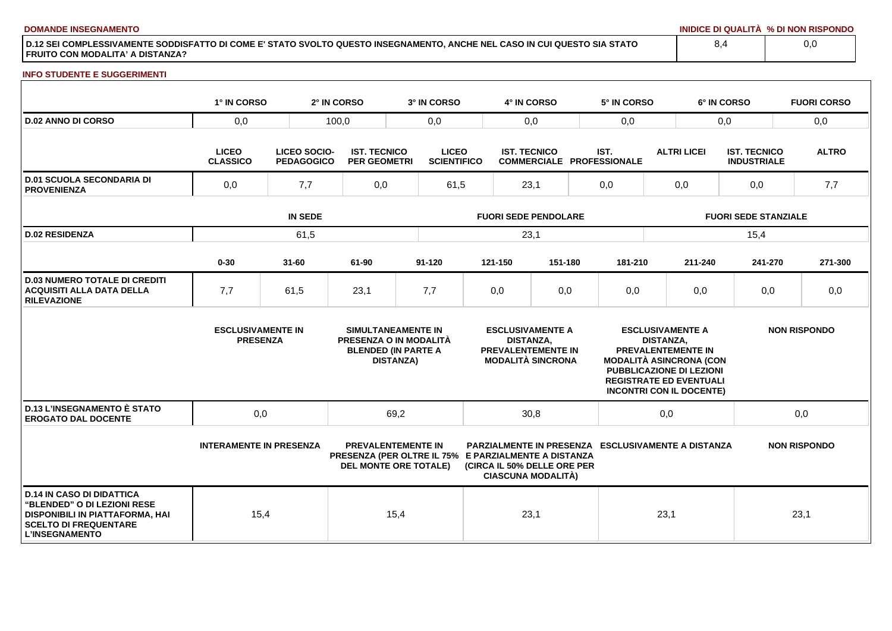**DOMANDE INSEGNAMENTO**

| | INIDICE DI QUALITÀ | % DI NON RISPONDO |
|---|---|---|
| D.12 SEI COMPLESSIVAMENTE SODDISFATTO DI COME E' STATO SVOLTO QUESTO INSEGNAMENTO, ANCHE NEL CASO IN CUI QUESTO SIA STATO FRUITO CON MODALITA' A DISTANZA? | 8,4 | 0,0 |

**INFO STUDENTE E SUGGERIMENTI**

| | 1° IN CORSO | 2° IN CORSO | 3° IN CORSO | 4° IN CORSO | 5° IN CORSO | 6° IN CORSO | FUORI CORSO |
|---|---|---|---|---|---|---|---|
| D.02 ANNO DI CORSO | 0,0 | 100,0 | 0,0 | 0,0 | 0,0 | 0,0 | 0,0 |

| | LICEO CLASSICO | LICEO SOCIO-PEDAGOGICO | IST. TECNICO PER GEOMETRI | LICEO SCIENTIFICO | IST. TECNICO COMMERCIALE | IST. PROFESSIONALE | ALTRI LICEI | IST. TECNICO INDUSTRIALE | ALTRO |
|---|---|---|---|---|---|---|---|---|---|
| D.01 SCUOLA SECONDARIA DI PROVENIENZA | 0,0 | 7,7 | 0,0 | 61,5 | 23,1 | 0,0 | 0,0 | 0,0 | 7,7 |

| | IN SEDE | FUORI SEDE PENDOLARE | FUORI SEDE STANZIALE |
|---|---|---|---|
| D.02 RESIDENZA | 61,5 | 23,1 | 15,4 |

| | 0-30 | 31-60 | 61-90 | 91-120 | 121-150 | 151-180 | 181-210 | 211-240 | 241-270 | 271-300 |
|---|---|---|---|---|---|---|---|---|---|---|
| D.03 NUMERO TOTALE DI CREDITI ACQUISITI ALLA DATA DELLA RILEVAZIONE | 7,7 | 61,5 | 23,1 | 7,7 | 0,0 | 0,0 | 0,0 | 0,0 | 0,0 | 0,0 |

| | ESCLUSIVAMENTE IN PRESENZA | SIMULTANEAMENTE IN PRESENZA O IN MODALITÀ BLENDED (IN PARTE A DISTANZA) | ESCLUSIVAMENTE A DISTANZA, PREVALENTEMENTE IN MODALITÀ SINCRONA | ESCLUSIVAMENTE A DISTANZA, PREVALENTEMENTE IN MODALITÀ ASINCRONA (CON PUBBLICAZIONE DI LEZIONI REGISTRATE ED EVENTUALI INCONTRI CON IL DOCENTE) | NON RISPONDO |
|---|---|---|---|---|---|
| D.13 L'INSEGNAMENTO È STATO EROGATO DAL DOCENTE | 0,0 | 69,2 | 30,8 | 0,0 | 0,0 |

| | INTERAMENTE IN PRESENZA | PREVALENTEMENTE IN PRESENZA (PER OLTRE IL 75% DEL MONTE ORE TOTALE) | PARZIALMENTE IN PRESENZA E PARZIALMENTE A DISTANZA (CIRCA IL 50% DELLE ORE PER CIASCUNA MODALITÀ) | ESCLUSIVAMENTE A DISTANZA | NON RISPONDO |
|---|---|---|---|---|---|
| D.14 IN CASO DI DIDATTICA "BLENDED" O DI LEZIONI RESE DISPONIBILI IN PIATTAFORMA, HAI SCELTO DI FREQUENTARE L'INSEGNAMENTO | 15,4 | 15,4 | 23,1 | 23,1 | 23,1 |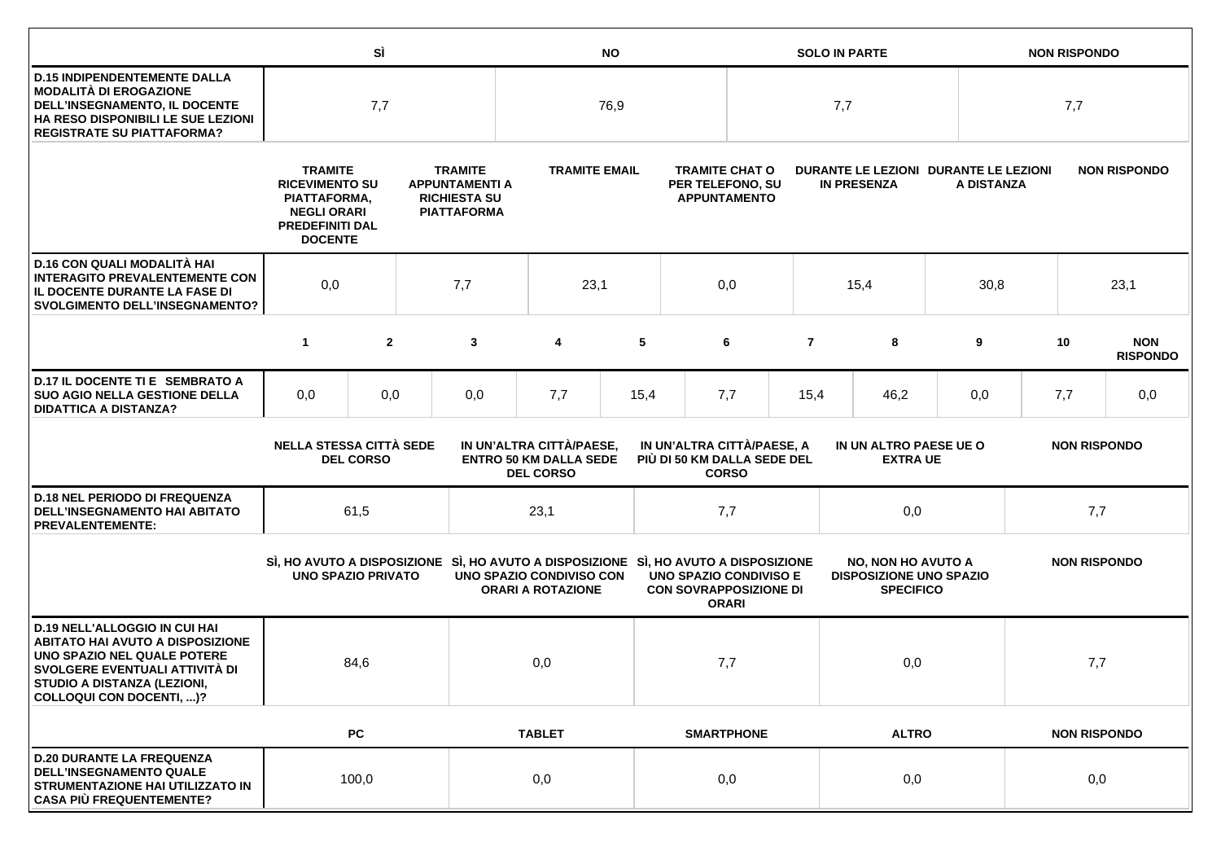| | SÌ | NO | SOLO IN PARTE | NON RISPONDO |
|---|---|---|---|---|
| **D.15 INDIPENDENTEMENTE DALLA MODALITÀ DI EROGAZIONE DELL'INSEGNAMENTO, IL DOCENTE HA RESO DISPONIBILI LE SUE LEZIONI REGISTRATE SU PIATTAFORMA?** | 7,7 | 76,9 | 7,7 | 7,7 |

| | TRAMITE RICEVIMENTO SU PIATTAFORMA, NEGLI ORARI PREDEFINITI DAL DOCENTE | TRAMITE APPUNTAMENTI A RICHIESTA SU PIATTAFORMA | TRAMITE EMAIL | TRAMITE CHAT O PER TELEFONO, SU APPUNTAMENTO | DURANTE LE LEZIONI IN PRESENZA | DURANTE LE LEZIONI A DISTANZA | NON RISPONDO |
|---|---|---|---|---|---|---|---|
| **D.16 CON QUALI MODALITÀ HAI INTERAGITO PREVALENTEMENTE CON IL DOCENTE DURANTE LA FASE DI SVOLGIMENTO DELL'INSEGNAMENTO?** | 0,0 | 7,7 | 23,1 | 0,0 | 15,4 | 30,8 | 23,1 |

| | 1 | 2 | 3 | 4 | 5 | 6 | 7 | 8 | 9 | 10 | NON RISPONDO |
|---|---|---|---|---|---|---|---|---|---|---|---|
| **D.17 IL DOCENTE TI E SEMBRATO A SUO AGIO NELLA GESTIONE DELLA DIDATTICA A DISTANZA?** | 0,0 | 0,0 | 0,0 | 7,7 | 15,4 | 7,7 | 15,4 | 46,2 | 0,0 | 7,7 | 0,0 |

| | NELLA STESSA CITTÀ SEDE DEL CORSO | IN UN'ALTRA CITTÀ/PAESE, ENTRO 50 KM DALLA SEDE DEL CORSO | IN UN'ALTRA CITTÀ/PAESE, A PIÙ DI 50 KM DALLA SEDE DEL CORSO | IN UN ALTRO PAESE UE O EXTRA UE | NON RISPONDO |
|---|---|---|---|---|---|
| **D.18 NEL PERIODO DI FREQUENZA DELL'INSEGNAMENTO HAI ABITATO PREVALENTEMENTE:** | 61,5 | 23,1 | 7,7 | 0,0 | 7,7 |

| | SÌ, HO AVUTO A DISPOSIZIONE UNO SPAZIO PRIVATO | SÌ, HO AVUTO A DISPOSIZIONE UNO SPAZIO CONDIVISO CON ORARI A ROTAZIONE | SÌ, HO AVUTO A DISPOSIZIONE UNO SPAZIO CONDIVISO E CON SOVRAPPOSIZIONE DI ORARI | NO, NON HO AVUTO A DISPOSIZIONE UNO SPAZIO SPECIFICO | NON RISPONDO |
|---|---|---|---|---|---|
| **D.19 NELL'ALLOGGIO IN CUI HAI ABITATO HAI AVUTO A DISPOSIZIONE UNO SPAZIO NEL QUALE POTERE SVOLGERE EVENTUALI ATTIVITÀ DI STUDIO A DISTANZA (LEZIONI, COLLOQUI CON DOCENTI, ...)?** | 84,6 | 0,0 | 7,7 | 0,0 | 7,7 |

| | PC | TABLET | SMARTPHONE | ALTRO | NON RISPONDO |
|---|---|---|---|---|---|
| **D.20 DURANTE LA FREQUENZA DELL'INSEGNAMENTO QUALE STRUMENTAZIONE HAI UTILIZZATO IN CASA PIÙ FREQUENTEMENTE?** | 100,0 | 0,0 | 0,0 | 0,0 | 0,0 |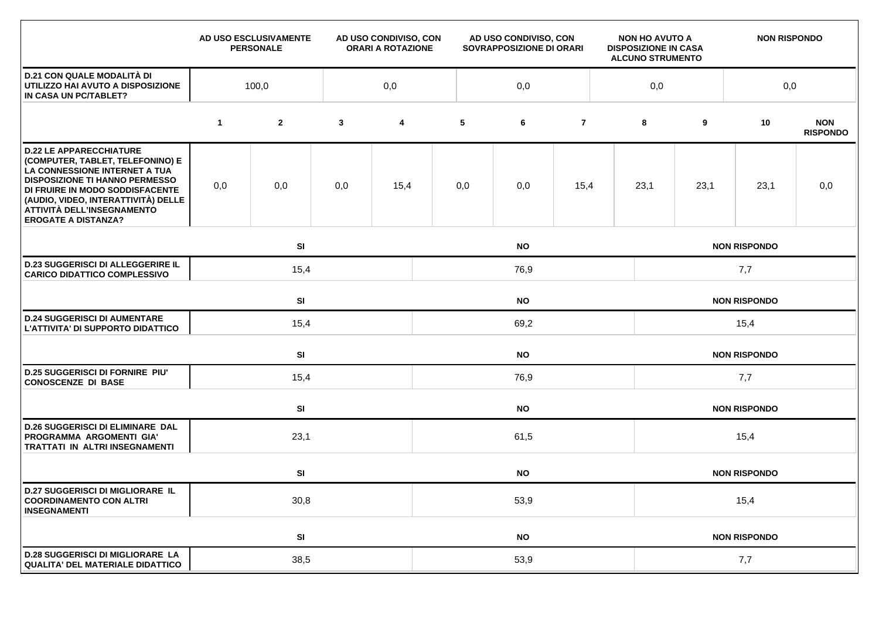| | AD USO ESCLUSIVAMENTE PERSONALE | AD USO CONDIVISO, CON ORARI A ROTAZIONE | AD USO CONDIVISO, CON SOVRAPPOSIZIONE DI ORARI | NON HO AVUTO A DISPOSIZIONE IN CASA ALCUNO STRUMENTO | NON RISPONDO |
|---|---|---|---|---|---|
| **D.21 CON QUALE MODALITÀ DI UTILIZZO HAI AVUTO A DISPOSIZIONE IN CASA UN PC/TABLET?** | 100,0 | 0,0 | 0,0 | 0,0 | 0,0 |

| | 1 | 2 | 3 | 4 | 5 | 6 | 7 | 8 | 9 | 10 | NON RISPONDO |
|---|---|---|---|---|---|---|---|---|---|---|---|
| **D.22 LE APPARECCHIATURE (COMPUTER, TABLET, TELEFONINO) E LA CONNESSIONE INTERNET A TUA DISPOSIZIONE TI HANNO PERMESSO DI FRUIRE IN MODO SODDISFACENTE (AUDIO, VIDEO, INTERATTIVITÀ) DELLE ATTIVITÀ DELL'INSEGNAMENTO EROGATE A DISTANZA?** | 0,0 | 0,0 | 0,0 | 15,4 | 0,0 | 0,0 | 15,4 | 23,1 | 23,1 | 23,1 | 0,0 |

| | SI | NO | NON RISPONDO |
|---|---|---|---|
| **D.23 SUGGERISCI DI ALLEGGERIRE IL CARICO DIDATTICO COMPLESSIVO** | 15,4 | 76,9 | 7,7 |
| **D.24 SUGGERISCI DI AUMENTARE L'ATTIVITA' DI SUPPORTO DIDATTICO** | 15,4 | 69,2 | 15,4 |
| **D.25 SUGGERISCI DI FORNIRE PIU' CONOSCENZE DI BASE** | 15,4 | 76,9 | 7,7 |
| **D.26 SUGGERISCI DI ELIMINARE DAL PROGRAMMA ARGOMENTI GIA' TRATTATI IN ALTRI INSEGNAMENTI** | 23,1 | 61,5 | 15,4 |
| **D.27 SUGGERISCI DI MIGLIORARE IL COORDINAMENTO CON ALTRI INSEGNAMENTI** | 30,8 | 53,9 | 15,4 |
| **D.28 SUGGERISCI DI MIGLIORARE LA QUALITA' DEL MATERIALE DIDATTICO** | 38,5 | 53,9 | 7,7 |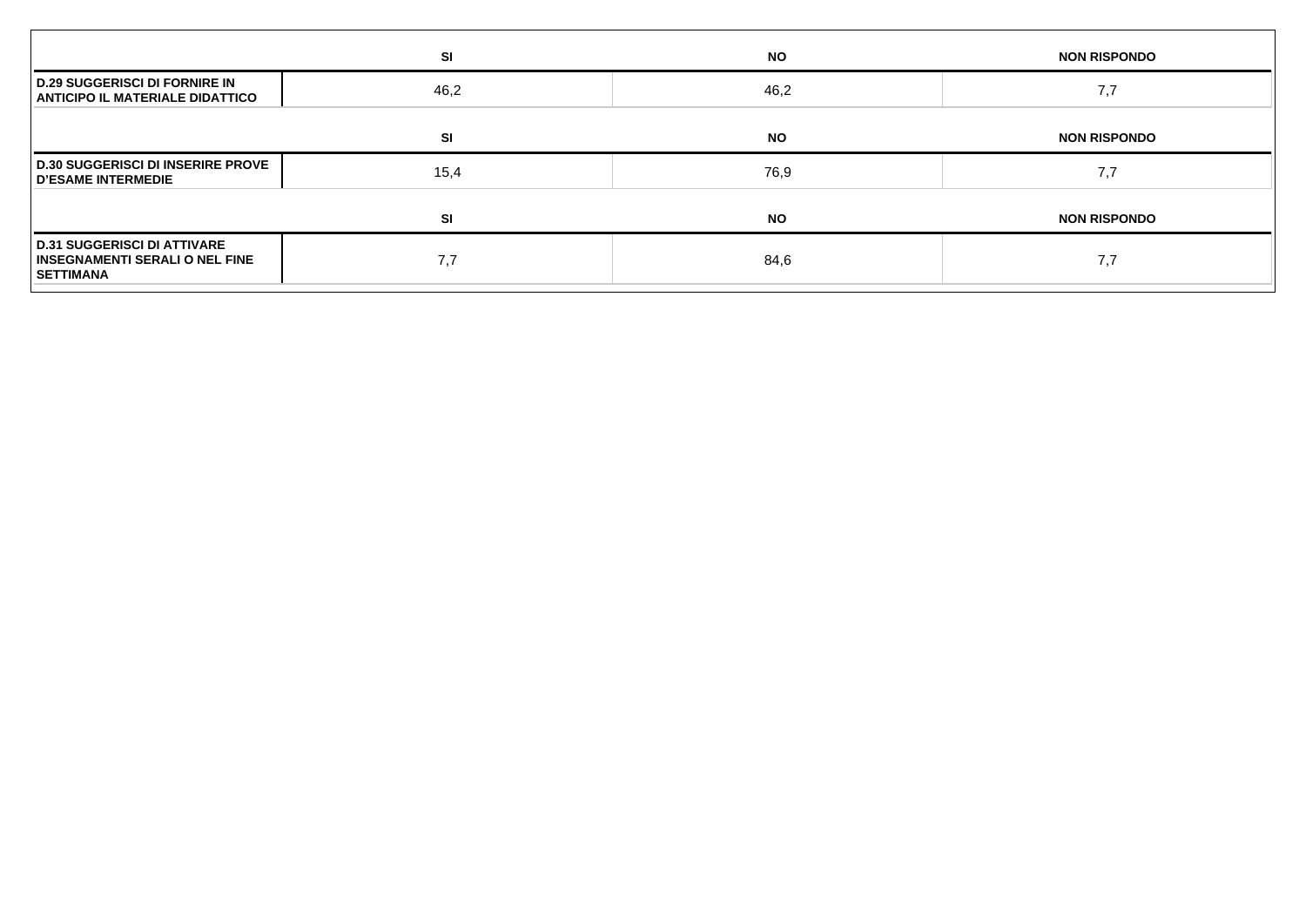| | SI | NO | NON RISPONDO |
|---|---|---|---|
| **D.29 SUGGERISCI DI FORNIRE IN ANTICIPO IL MATERIALE DIDATTICO** | 46,2 | 46,2 | 7,7 |

| | SI | NO | NON RISPONDO |
|---|---|---|---|
| **D.30 SUGGERISCI DI INSERIRE PROVE D'ESAME INTERMEDIE** | 15,4 | 76,9 | 7,7 |

| | SI | NO | NON RISPONDO |
|---|---|---|---|
| **D.31 SUGGERISCI DI ATTIVARE INSEGNAMENTI SERALI O NEL FINE SETTIMANA** | 7,7 | 84,6 | 7,7 |